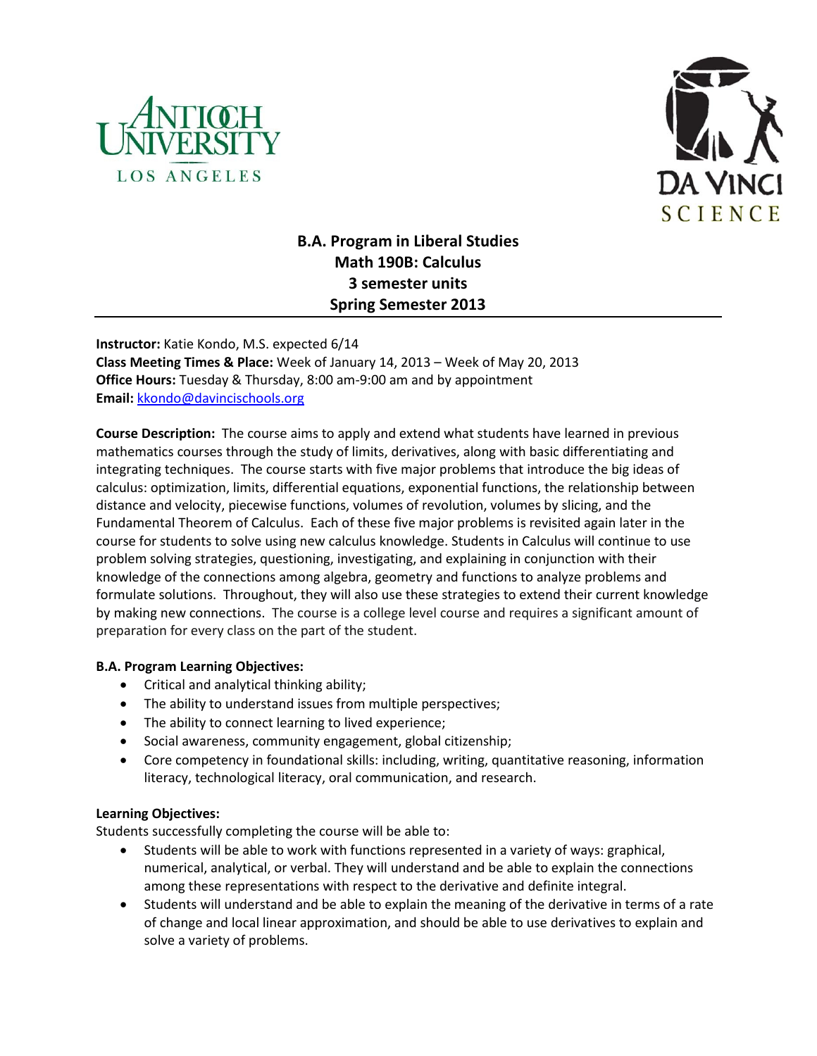ANTIOCH UNIVERSITY
LOS ANGELES

DA VINCI
SCIENCE

# B.A. Program in Liberal Studies
# Math 190B: Calculus
# 3 semester units
# Spring Semester 2013

**Instructor:** Katie Kondo, M.S. expected 6/14
**Class Meeting Times & Place:** Week of January 14, 2013 – Week of May 20, 2013
**Office Hours:** Tuesday & Thursday, 8:00 am-9:00 am and by appointment
**Email:** kkondo@davincischools.org

**Course Description:** The course aims to apply and extend what students have learned in previous mathematics courses through the study of limits, derivatives, along with basic differentiating and integrating techniques. The course starts with five major problems that introduce the big ideas of calculus: optimization, limits, differential equations, exponential functions, the relationship between distance and velocity, piecewise functions, volumes of revolution, volumes by slicing, and the Fundamental Theorem of Calculus. Each of these five major problems is revisited again later in the course for students to solve using new calculus knowledge. Students in Calculus will continue to use problem solving strategies, questioning, investigating, and explaining in conjunction with their knowledge of the connections among algebra, geometry and functions to analyze problems and formulate solutions. Throughout, they will also use these strategies to extend their current knowledge by making new connections. The course is a college level course and requires a significant amount of preparation for every class on the part of the student.

**B.A. Program Learning Objectives:**

- Critical and analytical thinking ability;
- The ability to understand issues from multiple perspectives;
- The ability to connect learning to lived experience;
- Social awareness, community engagement, global citizenship;
- Core competency in foundational skills: including, writing, quantitative reasoning, information literacy, technological literacy, oral communication, and research.

**Learning Objectives:**
Students successfully completing the course will be able to:

- Students will be able to work with functions represented in a variety of ways: graphical, numerical, analytical, or verbal. They will understand and be able to explain the connections among these representations with respect to the derivative and definite integral.
- Students will understand and be able to explain the meaning of the derivative in terms of a rate of change and local linear approximation, and should be able to use derivatives to explain and solve a variety of problems.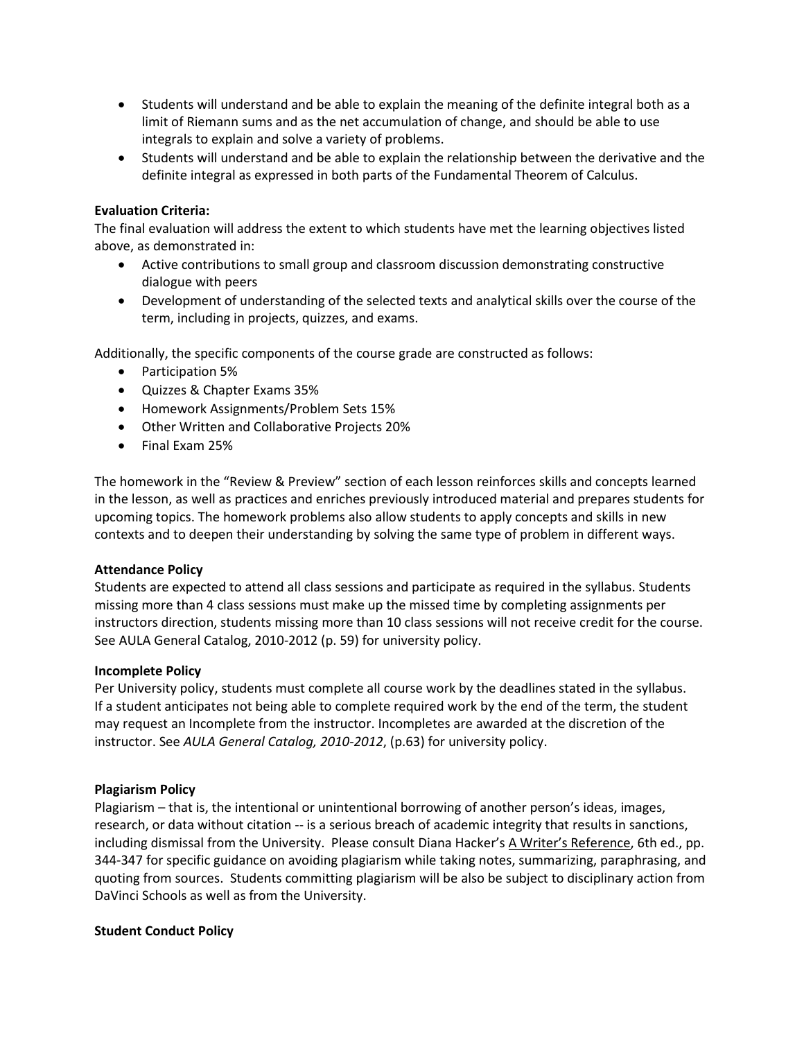- Students will understand and be able to explain the meaning of the definite integral both as a limit of Riemann sums and as the net accumulation of change, and should be able to use integrals to explain and solve a variety of problems.
- Students will understand and be able to explain the relationship between the derivative and the definite integral as expressed in both parts of the Fundamental Theorem of Calculus.

**Evaluation Criteria:**
The final evaluation will address the extent to which students have met the learning objectives listed above, as demonstrated in:

- Active contributions to small group and classroom discussion demonstrating constructive dialogue with peers
- Development of understanding of the selected texts and analytical skills over the course of the term, including in projects, quizzes, and exams.

Additionally, the specific components of the course grade are constructed as follows:

- Participation 5%
- Quizzes & Chapter Exams 35%
- Homework Assignments/Problem Sets 15%
- Other Written and Collaborative Projects 20%
- Final Exam 25%

The homework in the "Review & Preview" section of each lesson reinforces skills and concepts learned in the lesson, as well as practices and enriches previously introduced material and prepares students for upcoming topics. The homework problems also allow students to apply concepts and skills in new contexts and to deepen their understanding by solving the same type of problem in different ways.

**Attendance Policy**
Students are expected to attend all class sessions and participate as required in the syllabus. Students missing more than 4 class sessions must make up the missed time by completing assignments per instructors direction, students missing more than 10 class sessions will not receive credit for the course. See AULA General Catalog, 2010-2012 (p. 59) for university policy.

**Incomplete Policy**
Per University policy, students must complete all course work by the deadlines stated in the syllabus. If a student anticipates not being able to complete required work by the end of the term, the student may request an Incomplete from the instructor. Incompletes are awarded at the discretion of the instructor. See *AULA General Catalog, 2010-2012*, (p.63) for university policy.

**Plagiarism Policy**
Plagiarism – that is, the intentional or unintentional borrowing of another person's ideas, images, research, or data without citation -- is a serious breach of academic integrity that results in sanctions, including dismissal from the University. Please consult Diana Hacker's A Writer's Reference, 6th ed., pp. 344-347 for specific guidance on avoiding plagiarism while taking notes, summarizing, paraphrasing, and quoting from sources. Students committing plagiarism will be also be subject to disciplinary action from DaVinci Schools as well as from the University.

**Student Conduct Policy**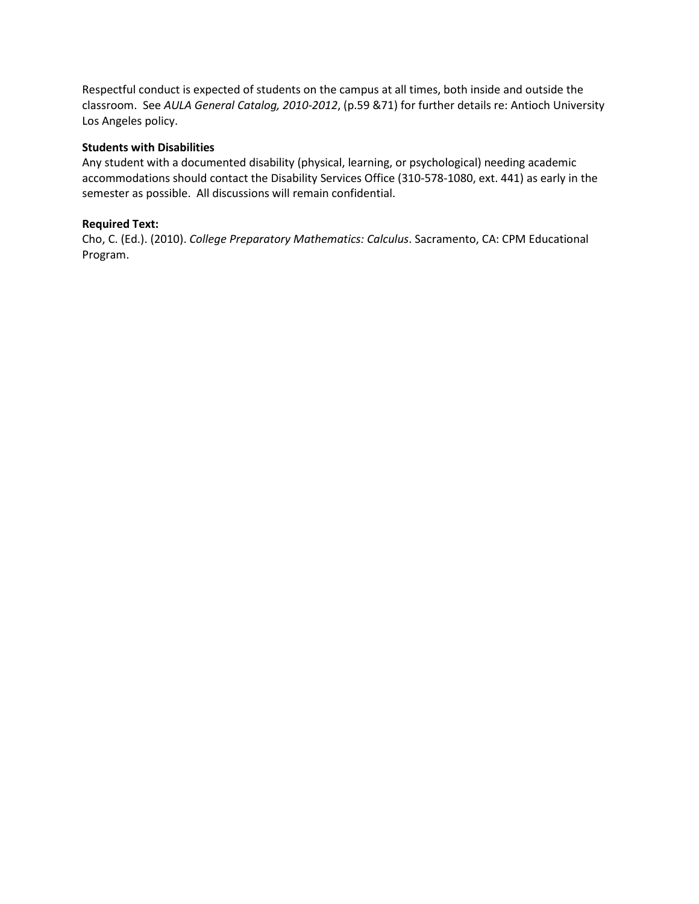Respectful conduct is expected of students on the campus at all times, both inside and outside the classroom. See *AULA General Catalog, 2010-2012*, (p.59 &71) for further details re: Antioch University Los Angeles policy.

**Students with Disabilities**

Any student with a documented disability (physical, learning, or psychological) needing academic accommodations should contact the Disability Services Office (310-578-1080, ext. 441) as early in the semester as possible. All discussions will remain confidential.

**Required Text:**

Cho, C. (Ed.). (2010). *College Preparatory Mathematics: Calculus*. Sacramento, CA: CPM Educational Program.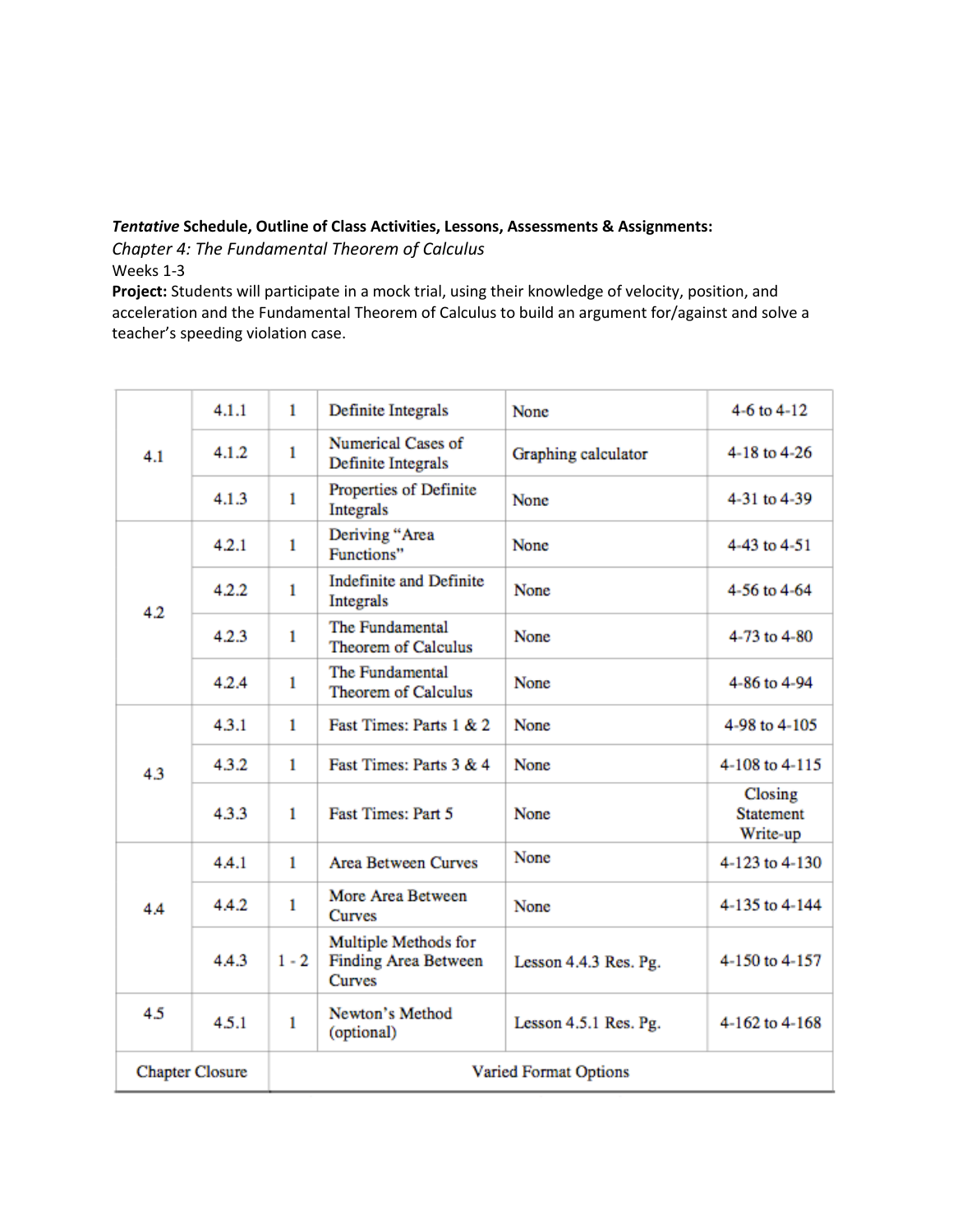***Tentative* Schedule, Outline of Class Activities, Lessons, Assessments & Assignments:**

*Chapter 4: The Fundamental Theorem of Calculus*

Weeks 1-3

**Project:** Students will participate in a mock trial, using their knowledge of velocity, position, and acceleration and the Fundamental Theorem of Calculus to build an argument for/against and solve a teacher's speeding violation case.

| | | | | | |
|---|---|---|---|---|---|
| 4.1 | 4.1.1 | 1 | Definite Integrals | None | 4-6 to 4-12 |
| | 4.1.2 | 1 | Numerical Cases of Definite Integrals | Graphing calculator | 4-18 to 4-26 |
| | 4.1.3 | 1 | Properties of Definite Integrals | None | 4-31 to 4-39 |
| 4.2 | 4.2.1 | 1 | Deriving "Area Functions" | None | 4-43 to 4-51 |
| | 4.2.2 | 1 | Indefinite and Definite Integrals | None | 4-56 to 4-64 |
| | 4.2.3 | 1 | The Fundamental Theorem of Calculus | None | 4-73 to 4-80 |
| | 4.2.4 | 1 | The Fundamental Theorem of Calculus | None | 4-86 to 4-94 |
| 4.3 | 4.3.1 | 1 | Fast Times: Parts 1 & 2 | None | 4-98 to 4-105 |
| | 4.3.2 | 1 | Fast Times: Parts 3 & 4 | None | 4-108 to 4-115 |
| | 4.3.3 | 1 | Fast Times: Part 5 | None | Closing Statement Write-up |
| 4.4 | 4.4.1 | 1 | Area Between Curves | None | 4-123 to 4-130 |
| | 4.4.2 | 1 | More Area Between Curves | None | 4-135 to 4-144 |
| | 4.4.3 | 1 - 2 | Multiple Methods for Finding Area Between Curves | Lesson 4.4.3 Res. Pg. | 4-150 to 4-157 |
| 4.5 | 4.5.1 | 1 | Newton's Method (optional) | Lesson 4.5.1 Res. Pg. | 4-162 to 4-168 |
| Chapter Closure | | Varied Format Options | | | |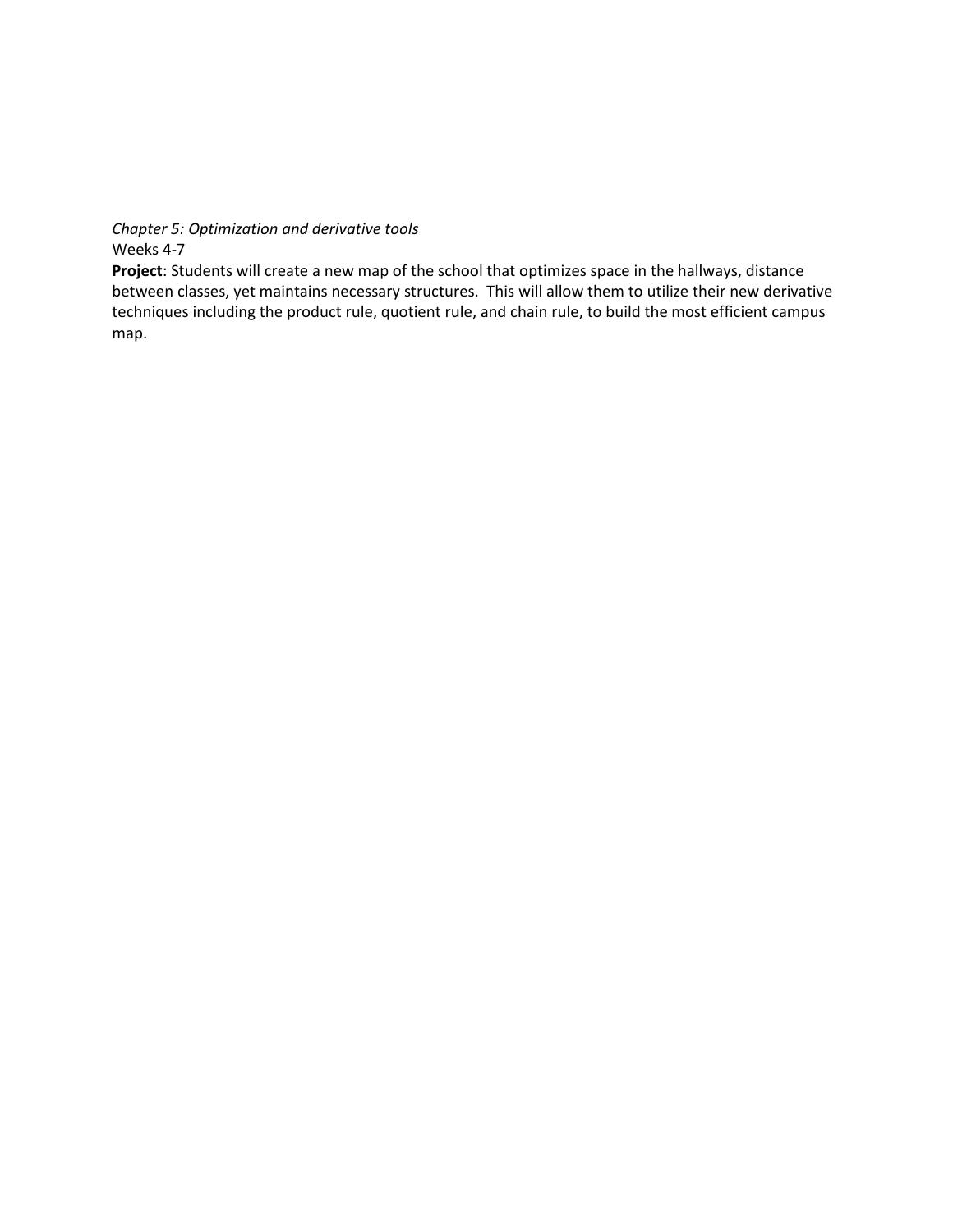*Chapter 5: Optimization and derivative tools*

Weeks 4-7

**Project**: Students will create a new map of the school that optimizes space in the hallways, distance between classes, yet maintains necessary structures. This will allow them to utilize their new derivative techniques including the product rule, quotient rule, and chain rule, to build the most efficient campus map.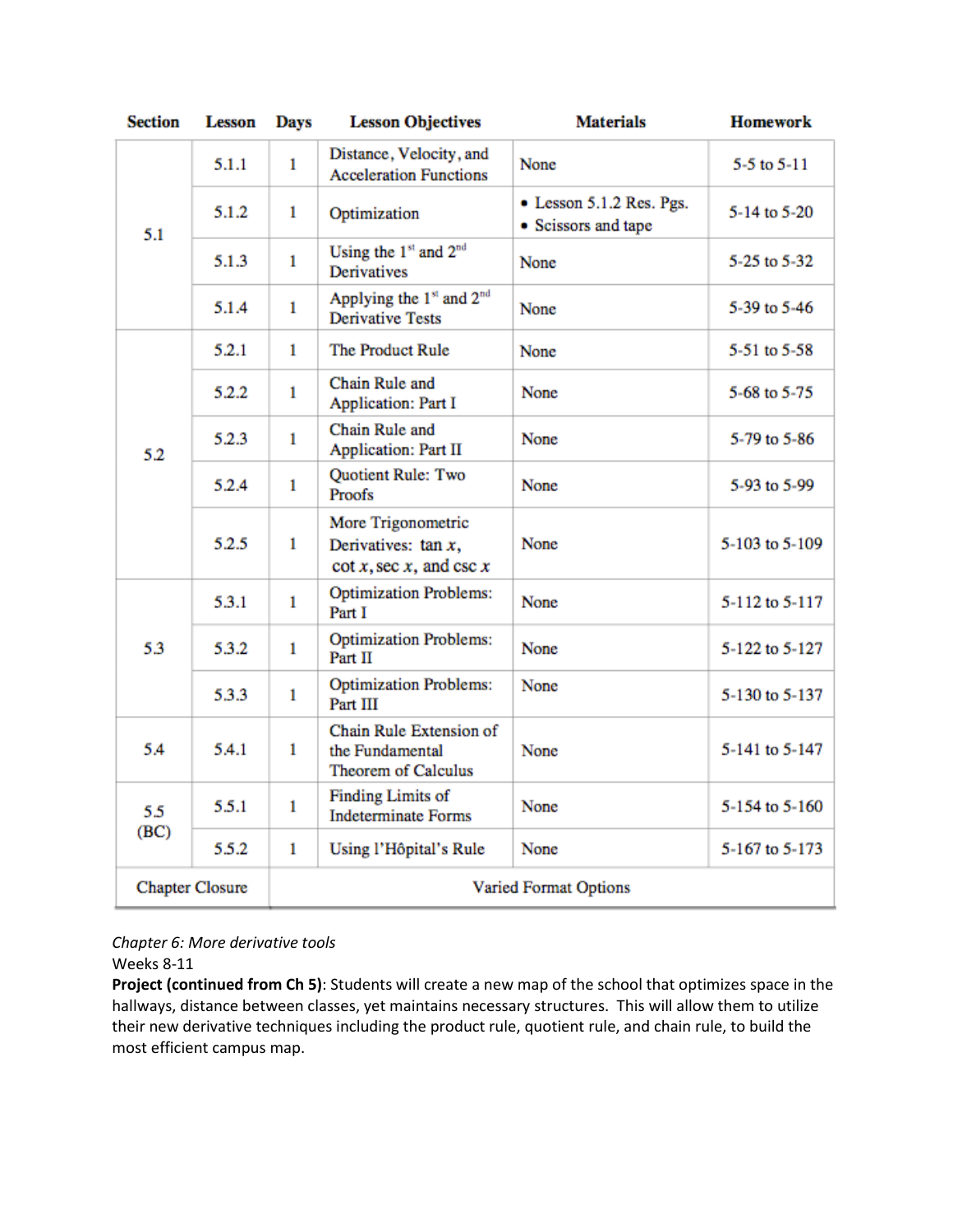| Section | Lesson | Days | Lesson Objectives | Materials | Homework |
|---|---|---|---|---|---|
| 5.1 | 5.1.1 | 1 | Distance, Velocity, and Acceleration Functions | None | 5-5 to 5-11 |
| | 5.1.2 | 1 | Optimization | • Lesson 5.1.2 Res. Pgs. • Scissors and tape | 5-14 to 5-20 |
| | 5.1.3 | 1 | Using the 1st and 2nd Derivatives | None | 5-25 to 5-32 |
| | 5.1.4 | 1 | Applying the 1st and 2nd Derivative Tests | None | 5-39 to 5-46 |
| 5.2 | 5.2.1 | 1 | The Product Rule | None | 5-51 to 5-58 |
| | 5.2.2 | 1 | Chain Rule and Application: Part I | None | 5-68 to 5-75 |
| | 5.2.3 | 1 | Chain Rule and Application: Part II | None | 5-79 to 5-86 |
| | 5.2.4 | 1 | Quotient Rule: Two Proofs | None | 5-93 to 5-99 |
| | 5.2.5 | 1 | More Trigonometric Derivatives: $\tan x$, $\cot x$, $\sec x$, and $\csc x$ | None | 5-103 to 5-109 |
| 5.3 | 5.3.1 | 1 | Optimization Problems: Part I | None | 5-112 to 5-117 |
| | 5.3.2 | 1 | Optimization Problems: Part II | None | 5-122 to 5-127 |
| | 5.3.3 | 1 | Optimization Problems: Part III | None | 5-130 to 5-137 |
| 5.4 | 5.4.1 | 1 | Chain Rule Extension of the Fundamental Theorem of Calculus | None | 5-141 to 5-147 |
| 5.5 (BC) | 5.5.1 | 1 | Finding Limits of Indeterminate Forms | None | 5-154 to 5-160 |
| | 5.5.2 | 1 | Using l'Hôpital's Rule | None | 5-167 to 5-173 |
| Chapter Closure | | Varied Format Options | | | |

*Chapter 6: More derivative tools*

Weeks 8-11

**Project (continued from Ch 5)**: Students will create a new map of the school that optimizes space in the hallways, distance between classes, yet maintains necessary structures. This will allow them to utilize their new derivative techniques including the product rule, quotient rule, and chain rule, to build the most efficient campus map.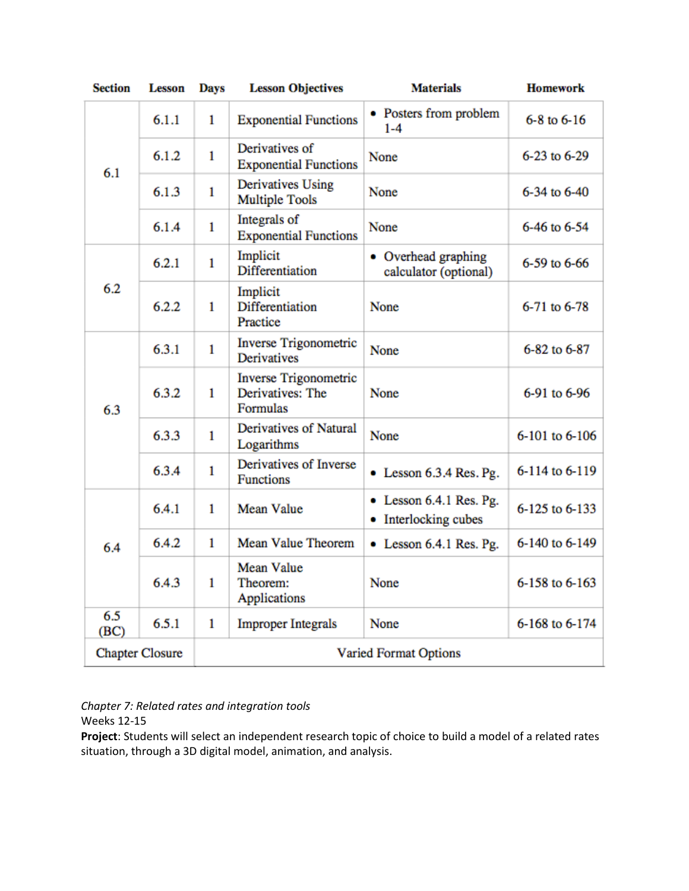| Section | Lesson | Days | Lesson Objectives | Materials | Homework |
|---|---|---|---|---|---|
| 6.1 | 6.1.1 | 1 | Exponential Functions | • Posters from problem 1-4 | 6-8 to 6-16 |
| | 6.1.2 | 1 | Derivatives of Exponential Functions | None | 6-23 to 6-29 |
| | 6.1.3 | 1 | Derivatives Using Multiple Tools | None | 6-34 to 6-40 |
| | 6.1.4 | 1 | Integrals of Exponential Functions | None | 6-46 to 6-54 |
| 6.2 | 6.2.1 | 1 | Implicit Differentiation | • Overhead graphing calculator (optional) | 6-59 to 6-66 |
| | 6.2.2 | 1 | Implicit Differentiation Practice | None | 6-71 to 6-78 |
| 6.3 | 6.3.1 | 1 | Inverse Trigonometric Derivatives | None | 6-82 to 6-87 |
| | 6.3.2 | 1 | Inverse Trigonometric Derivatives: The Formulas | None | 6-91 to 6-96 |
| | 6.3.3 | 1 | Derivatives of Natural Logarithms | None | 6-101 to 6-106 |
| | 6.3.4 | 1 | Derivatives of Inverse Functions | • Lesson 6.3.4 Res. Pg. | 6-114 to 6-119 |
| 6.4 | 6.4.1 | 1 | Mean Value | • Lesson 6.4.1 Res. Pg. • Interlocking cubes | 6-125 to 6-133 |
| | 6.4.2 | 1 | Mean Value Theorem | • Lesson 6.4.1 Res. Pg. | 6-140 to 6-149 |
| | 6.4.3 | 1 | Mean Value Theorem: Applications | None | 6-158 to 6-163 |
| 6.5 (BC) | 6.5.1 | 1 | Improper Integrals | None | 6-168 to 6-174 |
| Chapter Closure | | Varied Format Options | | | |

*Chapter 7: Related rates and integration tools*

Weeks 12-15

**Project**: Students will select an independent research topic of choice to build a model of a related rates situation, through a 3D digital model, animation, and analysis.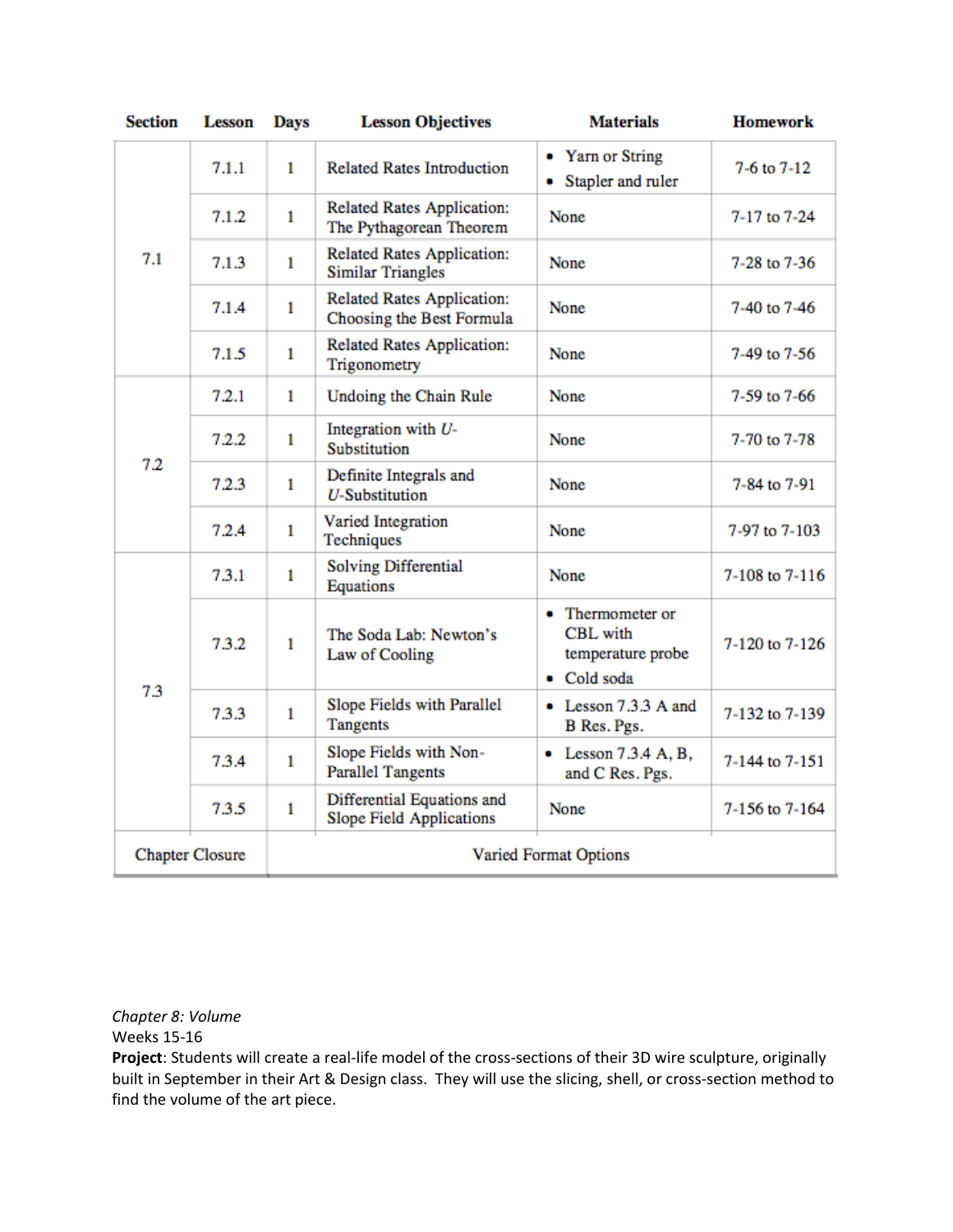| Section | Lesson | Days | Lesson Objectives | Materials | Homework |
|---|---|---|---|---|---|
| 7.1 | 7.1.1 | 1 | Related Rates Introduction | • Yarn or String<br>• Stapler and ruler | 7-6 to 7-12 |
| | 7.1.2 | 1 | Related Rates Application: The Pythagorean Theorem | None | 7-17 to 7-24 |
| | 7.1.3 | 1 | Related Rates Application: Similar Triangles | None | 7-28 to 7-36 |
| | 7.1.4 | 1 | Related Rates Application: Choosing the Best Formula | None | 7-40 to 7-46 |
| | 7.1.5 | 1 | Related Rates Application: Trigonometry | None | 7-49 to 7-56 |
| 7.2 | 7.2.1 | 1 | Undoing the Chain Rule | None | 7-59 to 7-66 |
| | 7.2.2 | 1 | Integration with *U*-Substitution | None | 7-70 to 7-78 |
| | 7.2.3 | 1 | Definite Integrals and *U*-Substitution | None | 7-84 to 7-91 |
| | 7.2.4 | 1 | Varied Integration Techniques | None | 7-97 to 7-103 |
| 7.3 | 7.3.1 | 1 | Solving Differential Equations | None | 7-108 to 7-116 |
| | 7.3.2 | 1 | The Soda Lab: Newton's Law of Cooling | • Thermometer or CBL with temperature probe<br>• Cold soda | 7-120 to 7-126 |
| | 7.3.3 | 1 | Slope Fields with Parallel Tangents | • Lesson 7.3.3 A and B Res. Pgs. | 7-132 to 7-139 |
| | 7.3.4 | 1 | Slope Fields with Non-Parallel Tangents | • Lesson 7.3.4 A, B, and C Res. Pgs. | 7-144 to 7-151 |
| | 7.3.5 | 1 | Differential Equations and Slope Field Applications | None | 7-156 to 7-164 |
| Chapter Closure | | | Varied Format Options | | |

*Chapter 8: Volume*
Weeks 15-16
**Project**: Students will create a real-life model of the cross-sections of their 3D wire sculpture, originally built in September in their Art & Design class. They will use the slicing, shell, or cross-section method to find the volume of the art piece.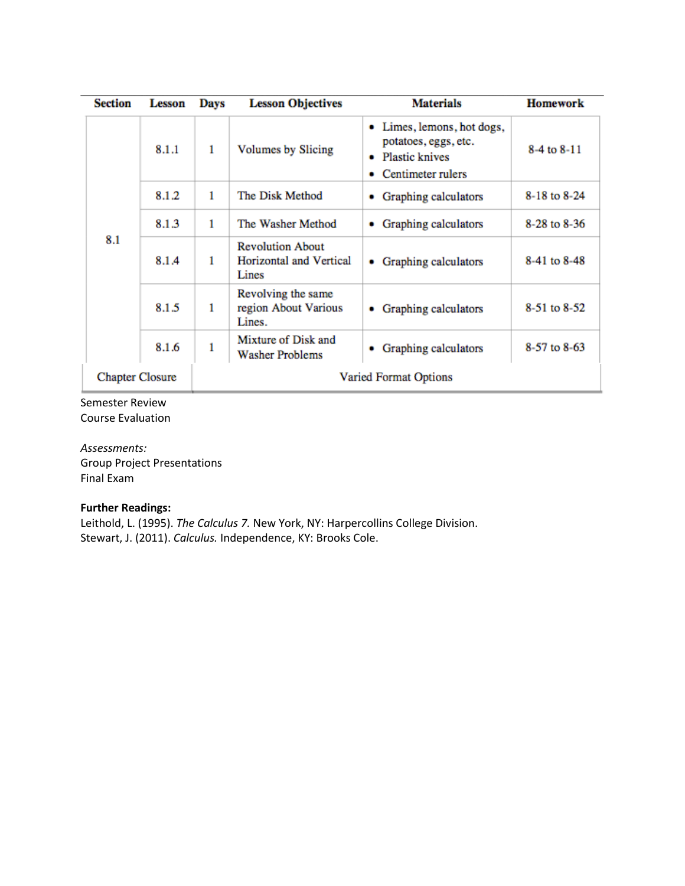| Section | Lesson | Days | Lesson Objectives | Materials | Homework |
|---|---|---|---|---|---|
| 8.1 | 8.1.1 | 1 | Volumes by Slicing | • Limes, lemons, hot dogs, potatoes, eggs, etc.<br>• Plastic knives<br>• Centimeter rulers | 8-4 to 8-11 |
| | 8.1.2 | 1 | The Disk Method | • Graphing calculators | 8-18 to 8-24 |
| | 8.1.3 | 1 | The Washer Method | • Graphing calculators | 8-28 to 8-36 |
| | 8.1.4 | 1 | Revolution About Horizontal and Vertical Lines | • Graphing calculators | 8-41 to 8-48 |
| | 8.1.5 | 1 | Revolving the same region About Various Lines. | • Graphing calculators | 8-51 to 8-52 |
| | 8.1.6 | 1 | Mixture of Disk and Washer Problems | • Graphing calculators | 8-57 to 8-63 |
| Chapter Closure | | Varied Format Options | | | |

Semester Review
Course Evaluation

*Assessments:*
Group Project Presentations
Final Exam

**Further Readings:**
Leithold, L. (1995). *The Calculus 7.* New York, NY: Harpercollins College Division.
Stewart, J. (2011). *Calculus.* Independence, KY: Brooks Cole.